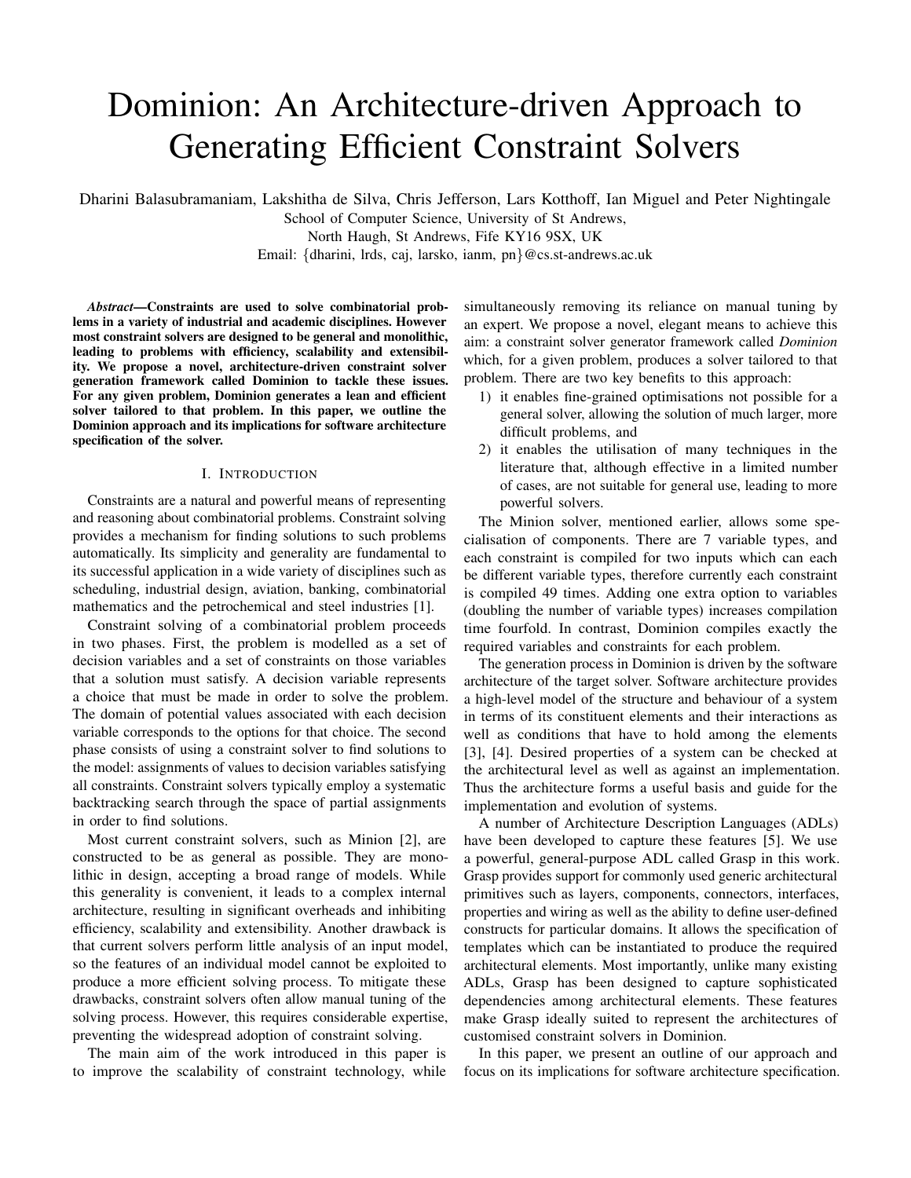# Dominion: An Architecture-driven Approach to Generating Efficient Constraint Solvers

Dharini Balasubramaniam, Lakshitha de Silva, Chris Jefferson, Lars Kotthoff, Ian Miguel and Peter Nightingale
School of Computer Science, University of St Andrews,
North Haugh, St Andrews, Fife KY16 9SX, UK
Email: {dharini, lrds, caj, larsko, ianm, pn}@cs.st-andrews.ac.uk

***Abstract*—Constraints are used to solve combinatorial problems in a variety of industrial and academic disciplines. However most constraint solvers are designed to be general and monolithic, leading to problems with efficiency, scalability and extensibility. We propose a novel, architecture-driven constraint solver generation framework called Dominion to tackle these issues. For any given problem, Dominion generates a lean and efficient solver tailored to that problem. In this paper, we outline the Dominion approach and its implications for software architecture specification of the solver.**

## I. Introduction

Constraints are a natural and powerful means of representing and reasoning about combinatorial problems. Constraint solving provides a mechanism for finding solutions to such problems automatically. Its simplicity and generality are fundamental to its successful application in a wide variety of disciplines such as scheduling, industrial design, aviation, banking, combinatorial mathematics and the petrochemical and steel industries [1].

Constraint solving of a combinatorial problem proceeds in two phases. First, the problem is modelled as a set of decision variables and a set of constraints on those variables that a solution must satisfy. A decision variable represents a choice that must be made in order to solve the problem. The domain of potential values associated with each decision variable corresponds to the options for that choice. The second phase consists of using a constraint solver to find solutions to the model: assignments of values to decision variables satisfying all constraints. Constraint solvers typically employ a systematic backtracking search through the space of partial assignments in order to find solutions.

Most current constraint solvers, such as Minion [2], are constructed to be as general as possible. They are monolithic in design, accepting a broad range of models. While this generality is convenient, it leads to a complex internal architecture, resulting in significant overheads and inhibiting efficiency, scalability and extensibility. Another drawback is that current solvers perform little analysis of an input model, so the features of an individual model cannot be exploited to produce a more efficient solving process. To mitigate these drawbacks, constraint solvers often allow manual tuning of the solving process. However, this requires considerable expertise, preventing the widespread adoption of constraint solving.

The main aim of the work introduced in this paper is to improve the scalability of constraint technology, while simultaneously removing its reliance on manual tuning by an expert. We propose a novel, elegant means to achieve this aim: a constraint solver generator framework called *Dominion* which, for a given problem, produces a solver tailored to that problem. There are two key benefits to this approach:

1) it enables fine-grained optimisations not possible for a general solver, allowing the solution of much larger, more difficult problems, and
2) it enables the utilisation of many techniques in the literature that, although effective in a limited number of cases, are not suitable for general use, leading to more powerful solvers.

The Minion solver, mentioned earlier, allows some specialisation of components. There are 7 variable types, and each constraint is compiled for two inputs which can each be different variable types, therefore currently each constraint is compiled 49 times. Adding one extra option to variables (doubling the number of variable types) increases compilation time fourfold. In contrast, Dominion compiles exactly the required variables and constraints for each problem.

The generation process in Dominion is driven by the software architecture of the target solver. Software architecture provides a high-level model of the structure and behaviour of a system in terms of its constituent elements and their interactions as well as conditions that have to hold among the elements [3], [4]. Desired properties of a system can be checked at the architectural level as well as against an implementation. Thus the architecture forms a useful basis and guide for the implementation and evolution of systems.

A number of Architecture Description Languages (ADLs) have been developed to capture these features [5]. We use a powerful, general-purpose ADL called Grasp in this work. Grasp provides support for commonly used generic architectural primitives such as layers, components, connectors, interfaces, properties and wiring as well as the ability to define user-defined constructs for particular domains. It allows the specification of templates which can be instantiated to produce the required architectural elements. Most importantly, unlike many existing ADLs, Grasp has been designed to capture sophisticated dependencies among architectural elements. These features make Grasp ideally suited to represent the architectures of customised constraint solvers in Dominion.

In this paper, we present an outline of our approach and focus on its implications for software architecture specification.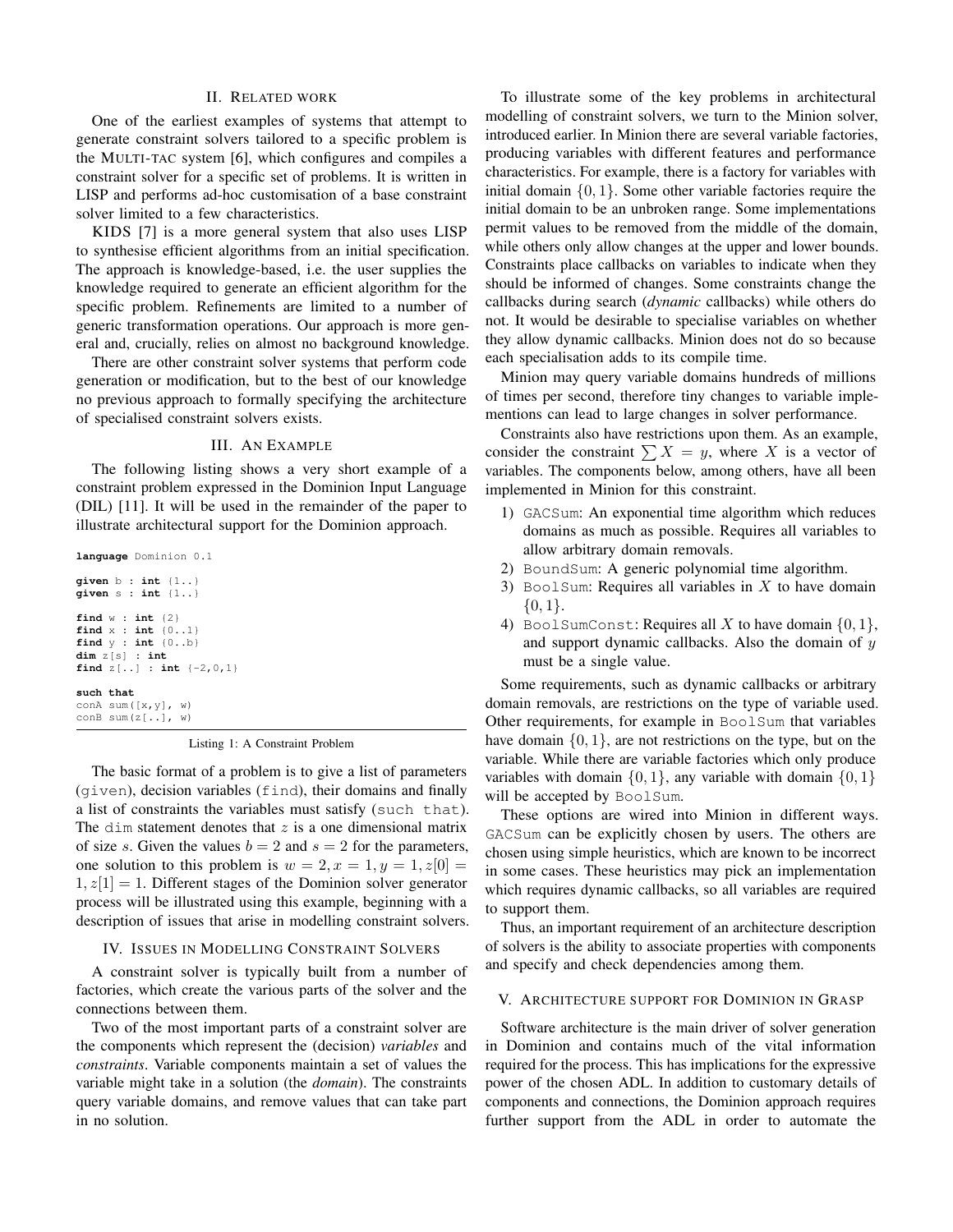## II. Related work

One of the earliest examples of systems that attempt to generate constraint solvers tailored to a specific problem is the MULTI-TAC system [6], which configures and compiles a constraint solver for a specific set of problems. It is written in LISP and performs ad-hoc customisation of a base constraint solver limited to a few characteristics.

KIDS [7] is a more general system that also uses LISP to synthesise efficient algorithms from an initial specification. The approach is knowledge-based, i.e. the user supplies the knowledge required to generate an efficient algorithm for the specific problem. Refinements are limited to a number of generic transformation operations. Our approach is more general and, crucially, relies on almost no background knowledge.

There are other constraint solver systems that perform code generation or modification, but to the best of our knowledge no previous approach to formally specifying the architecture of specialised constraint solvers exists.

## III. An Example

The following listing shows a very short example of a constraint problem expressed in the Dominion Input Language (DIL) [11]. It will be used in the remainder of the paper to illustrate architectural support for the Dominion approach.

```
language Dominion 0.1

given b : int {1..}
given s : int {1..}

find w : int {2}
find x : int {0..1}
find y : int {0..b}
dim z[s] : int
find z[..] : int {-2,0,1}

such that
conA sum([x,y], w)
conB sum(z[..], w)
```

Listing 1: A Constraint Problem

The basic format of a problem is to give a list of parameters (given), decision variables (find), their domains and finally a list of constraints the variables must satisfy (such that). The dim statement denotes that $z$ is a one dimensional matrix of size $s$. Given the values $b = 2$ and $s = 2$ for the parameters, one solution to this problem is $w = 2, x = 1, y = 1, z[0] = 1, z[1] = 1$. Different stages of the Dominion solver generator process will be illustrated using this example, beginning with a description of issues that arise in modelling constraint solvers.

## IV. Issues in Modelling Constraint Solvers

A constraint solver is typically built from a number of factories, which create the various parts of the solver and the connections between them.

Two of the most important parts of a constraint solver are the components which represent the (decision) *variables* and *constraints*. Variable components maintain a set of values the variable might take in a solution (the *domain*). The constraints query variable domains, and remove values that can take part in no solution.

To illustrate some of the key problems in architectural modelling of constraint solvers, we turn to the Minion solver, introduced earlier. In Minion there are several variable factories, producing variables with different features and performance characteristics. For example, there is a factory for variables with initial domain $\{0, 1\}$. Some other variable factories require the initial domain to be an unbroken range. Some implementations permit values to be removed from the middle of the domain, while others only allow changes at the upper and lower bounds. Constraints place callbacks on variables to indicate when they should be informed of changes. Some constraints change the callbacks during search (*dynamic* callbacks) while others do not. It would be desirable to specialise variables on whether they allow dynamic callbacks. Minion does not do so because each specialisation adds to its compile time.

Minion may query variable domains hundreds of millions of times per second, therefore tiny changes to variable implementations can lead to large changes in solver performance.

Constraints also have restrictions upon them. As an example, consider the constraint $\sum X = y$, where $X$ is a vector of variables. The components below, among others, have all been implemented in Minion for this constraint.

1) GACSum: An exponential time algorithm which reduces domains as much as possible. Requires all variables to allow arbitrary domain removals.
2) BoundSum: A generic polynomial time algorithm.
3) BoolSum: Requires all variables in $X$ to have domain $\{0, 1\}$.
4) BoolSumConst: Requires all $X$ to have domain $\{0, 1\}$, and support dynamic callbacks. Also the domain of $y$ must be a single value.

Some requirements, such as dynamic callbacks or arbitrary domain removals, are restrictions on the type of variable used. Other requirements, for example in BoolSum that variables have domain $\{0, 1\}$, are not restrictions on the type, but on the variable. While there are variable factories which only produce variables with domain $\{0, 1\}$, any variable with domain $\{0, 1\}$ will be accepted by BoolSum.

These options are wired into Minion in different ways. GACSum can be explicitly chosen by users. The others are chosen using simple heuristics, which are known to be incorrect in some cases. These heuristics may pick an implementation which requires dynamic callbacks, so all variables are required to support them.

Thus, an important requirement of an architecture description of solvers is the ability to associate properties with components and specify and check dependencies among them.

## V. Architecture support for Dominion in Grasp

Software architecture is the main driver of solver generation in Dominion and contains much of the vital information required for the process. This has implications for the expressive power of the chosen ADL. In addition to customary details of components and connections, the Dominion approach requires further support from the ADL in order to automate the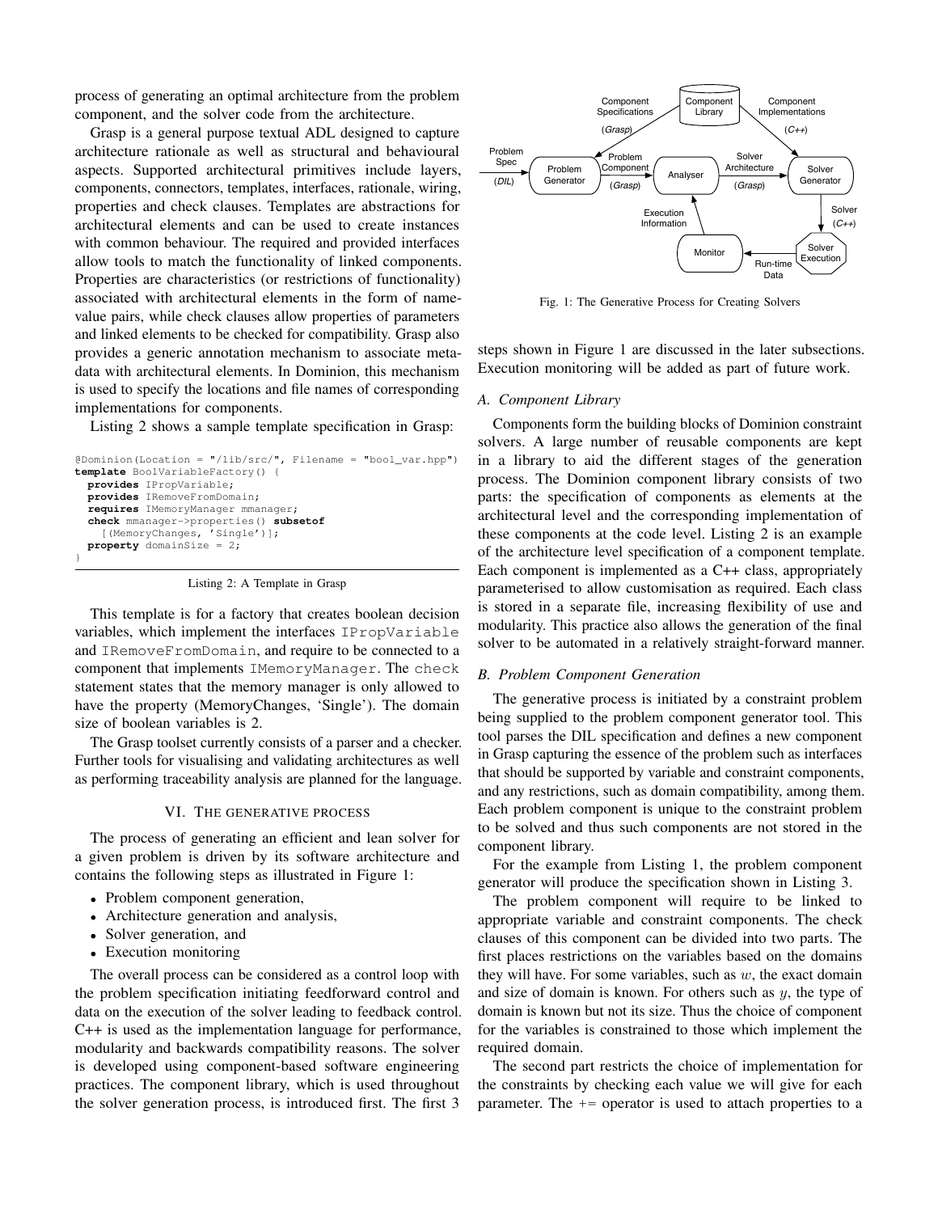process of generating an optimal architecture from the problem component, and the solver code from the architecture.

Grasp is a general purpose textual ADL designed to capture architecture rationale as well as structural and behavioural aspects. Supported architectural primitives include layers, components, connectors, templates, interfaces, rationale, wiring, properties and check clauses. Templates are abstractions for architectural elements and can be used to create instances with common behaviour. The required and provided interfaces allow tools to match the functionality of linked components. Properties are characteristics (or restrictions of functionality) associated with architectural elements in the form of name-value pairs, while check clauses allow properties of parameters and linked elements to be checked for compatibility. Grasp also provides a generic annotation mechanism to associate meta-data with architectural elements. In Dominion, this mechanism is used to specify the locations and file names of corresponding implementations for components.

Listing 2 shows a sample template specification in Grasp:

```
@Dominion(Location = "/lib/src/", Filename = "bool_var.hpp")
template BoolVariableFactory() {
  provides IPropVariable;
  provides IRemoveFromDomain;
  requires IMemoryManager mmanager;
  check mmanager->properties() subsetof
    [(MemoryChanges, 'Single')];
  property domainSize = 2;
}
```

Listing 2: A Template in Grasp

This template is for a factory that creates boolean decision variables, which implement the interfaces `IPropVariable` and `IRemoveFromDomain`, and require to be connected to a component that implements `IMemoryManager`. The `check` statement states that the memory manager is only allowed to have the property (MemoryChanges, 'Single'). The domain size of boolean variables is 2.

The Grasp toolset currently consists of a parser and a checker. Further tools for visualising and validating architectures as well as performing traceability analysis are planned for the language.

## VI. The generative process

The process of generating an efficient and lean solver for a given problem is driven by its software architecture and contains the following steps as illustrated in Figure 1:

- Problem component generation,
- Architecture generation and analysis,
- Solver generation, and
- Execution monitoring

The overall process can be considered as a control loop with the problem specification initiating feedforward control and data on the execution of the solver leading to feedback control. C++ is used as the implementation language for performance, modularity and backwards compatibility reasons. The solver is developed using component-based software engineering practices. The component library, which is used throughout the solver generation process, is introduced first. The first 3 steps shown in Figure 1 are discussed in the later subsections. Execution monitoring will be added as part of future work.

Fig. 1: The Generative Process for Creating Solvers

### A. Component Library

Components form the building blocks of Dominion constraint solvers. A large number of reusable components are kept in a library to aid the different stages of the generation process. The Dominion component library consists of two parts: the specification of components as elements at the architectural level and the corresponding implementation of these components at the code level. Listing 2 is an example of the architecture level specification of a component template. Each component is implemented as a C++ class, appropriately parameterised to allow customisation as required. Each class is stored in a separate file, increasing flexibility of use and modularity. This practice also allows the generation of the final solver to be automated in a relatively straight-forward manner.

### B. Problem Component Generation

The generative process is initiated by a constraint problem being supplied to the problem component generator tool. This tool parses the DIL specification and defines a new component in Grasp capturing the essence of the problem such as interfaces that should be supported by variable and constraint components, and any restrictions, such as domain compatibility, among them. Each problem component is unique to the constraint problem to be solved and thus such components are not stored in the component library.

For the example from Listing 1, the problem component generator will produce the specification shown in Listing 3.

The problem component will require to be linked to appropriate variable and constraint components. The check clauses of this component can be divided into two parts. The first places restrictions on the variables based on the domains they will have. For some variables, such as $w$, the exact domain and size of domain is known. For others such as $y$, the type of domain is known but not its size. Thus the choice of component for the variables is constrained to those which implement the required domain.

The second part restricts the choice of implementation for the constraints by checking each value we will give for each parameter. The += operator is used to attach properties to a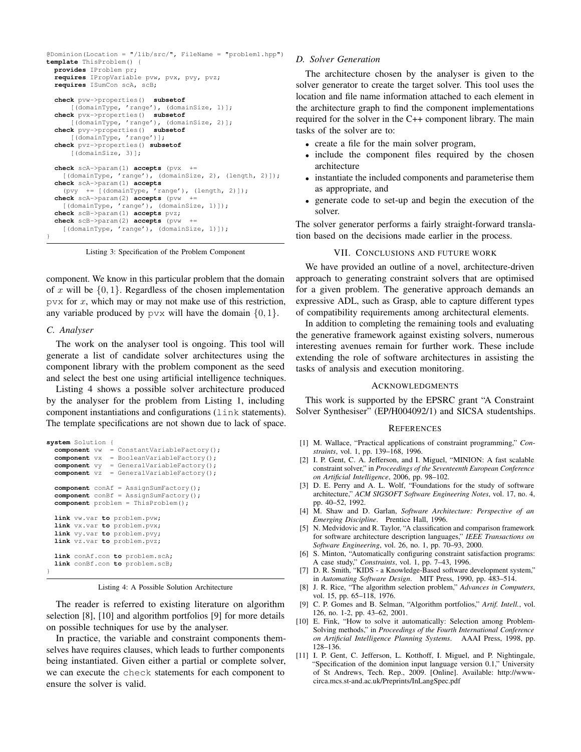```
@Dominion(Location = "/lib/src/", FileName = "problem1.hpp")
template ThisProblem() {
  provides IProblem pr;
  requires IPropVariable pvw, pvx, pvy, pvz;
  requires ISumCon scA, scB;

  check pvw->properties()  subsetof
      [(domainType, 'range'), (domainSize, 1)];
  check pvx->properties()  subsetof
      [(domainType, 'range'), (domainSize, 2)];
  check pvy->properties()  subsetof
      [(domainType, 'range')];
  check pvz->properties() subsetof
      [(domainSize, 3)];

  check scA->param(1) accepts (pvx  +=
    [(domainType, 'range'), (domainSize, 2), (length, 2)]);
  check scA->param(1) accepts
    (pvy  += [(domainType, 'range'), (length, 2)]);
  check scA->param(2) accepts (pvw  +=
    [(domainType, 'range'), (domainSize, 1)]);
  check scB->param(1) accepts pvz;
  check scB->param(2) accepts (pvw  +=
    [(domainType, 'range'), (domainSize, 1)]);
}
```

Listing 3: Specification of the Problem Component

component. We know in this particular problem that the domain of $x$ will be $\{0, 1\}$. Regardless of the chosen implementation pvx for $x$, which may or may not make use of this restriction, any variable produced by pvx will have the domain $\{0, 1\}$.

### C. Analyser

The work on the analyser tool is ongoing. This tool will generate a list of candidate solver architectures using the component library with the problem component as the seed and select the best one using artificial intelligence techniques.

Listing 4 shows a possible solver architecture produced by the analyser for the problem from Listing 1, including component instantiations and configurations (link statements). The template specifications are not shown due to lack of space.

```
system Solution {
  component vw  = ConstantVariableFactory();
  component vx  = BooleanVariableFactory();
  component vy  = GeneralVariableFactory();
  component vz  = GeneralVariableFactory();

  component conAf = AssignSumFactory();
  component conBf = AssignSumFactory();
  component problem = ThisProblem();

  link vw.var to problem.pvw;
  link vx.var to problem.pvx;
  link vy.var to problem.pvy;
  link vz.var to problem.pvz;

  link conAf.con to problem.scA;
  link conBf.con to problem.scB;
}
```

Listing 4: A Possible Solution Architecture

The reader is referred to existing literature on algorithm selection [8], [10] and algorithm portfolios [9] for more details on possible techniques for use by the analyser.

In practice, the variable and constraint components themselves have requires clauses, which leads to further components being instantiated. Given either a partial or complete solver, we can execute the check statements for each component to ensure the solver is valid.

### D. Solver Generation

The architecture chosen by the analyser is given to the solver generator to create the target solver. This tool uses the location and file name information attached to each element in the architecture graph to find the component implementations required for the solver in the C++ component library. The main tasks of the solver are to:

- create a file for the main solver program,
- include the component files required by the chosen architecture
- instantiate the included components and parameterise them as appropriate, and
- generate code to set-up and begin the execution of the solver.

The solver generator performs a fairly straight-forward translation based on the decisions made earlier in the process.

## VII. Conclusions and Future Work

We have provided an outline of a novel, architecture-driven approach to generating constraint solvers that are optimised for a given problem. The generative approach demands an expressive ADL, such as Grasp, able to capture different types of compatibility requirements among architectural elements.

In addition to completing the remaining tools and evaluating the generative framework against existing solvers, numerous interesting avenues remain for further work. These include extending the role of software architectures in assisting the tasks of analysis and execution monitoring.

## Acknowledgments

This work is supported by the EPSRC grant "A Constraint Solver Synthesiser" (EP/H004092/1) and SICSA studentships.

## References

[1] M. Wallace, "Practical applications of constraint programming," *Constraints*, vol. 1, pp. 139–168, 1996.

[2] I. P. Gent, C. A. Jefferson, and I. Miguel, "MINION: A fast scalable constraint solver," in *Proceedings of the Seventeenth European Conference on Artificial Intelligence*, 2006, pp. 98–102.

[3] D. E. Perry and A. L. Wolf, "Foundations for the study of software architecture," *ACM SIGSOFT Software Engineering Notes*, vol. 17, no. 4, pp. 40–52, 1992.

[4] M. Shaw and D. Garlan, *Software Architecture: Perspective of an Emerging Discipline*. Prentice Hall, 1996.

[5] N. Medvidovic and R. Taylor, "A classification and comparison framework for software architecture description languages," *IEEE Transactions on Software Engineering*, vol. 26, no. 1, pp. 70–93, 2000.

[6] S. Minton, "Automatically configuring constraint satisfaction programs: A case study," *Constraints*, vol. 1, pp. 7–43, 1996.

[7] D. R. Smith, "KIDS - a Knowledge-Based software development system," in *Automating Software Design*. MIT Press, 1990, pp. 483–514.

[8] J. R. Rice, "The algorithm selection problem," *Advances in Computers*, vol. 15, pp. 65–118, 1976.

[9] C. P. Gomes and B. Selman, "Algorithm portfolios," *Artif. Intell.*, vol. 126, no. 1-2, pp. 43–62, 2001.

[10] E. Fink, "How to solve it automatically: Selection among Problem-Solving methods," in *Proceedings of the Fourth International Conference on Artificial Intelligence Planning Systems*. AAAI Press, 1998, pp. 128–136.

[11] I. P. Gent, C. Jefferson, L. Kotthoff, I. Miguel, and P. Nightingale, "Specification of the dominion input language version 0.1," University of St Andrews, Tech. Rep., 2009. [Online]. Available: http://www-circa.mcs.st-and.ac.uk/Preprints/InLangSpec.pdf